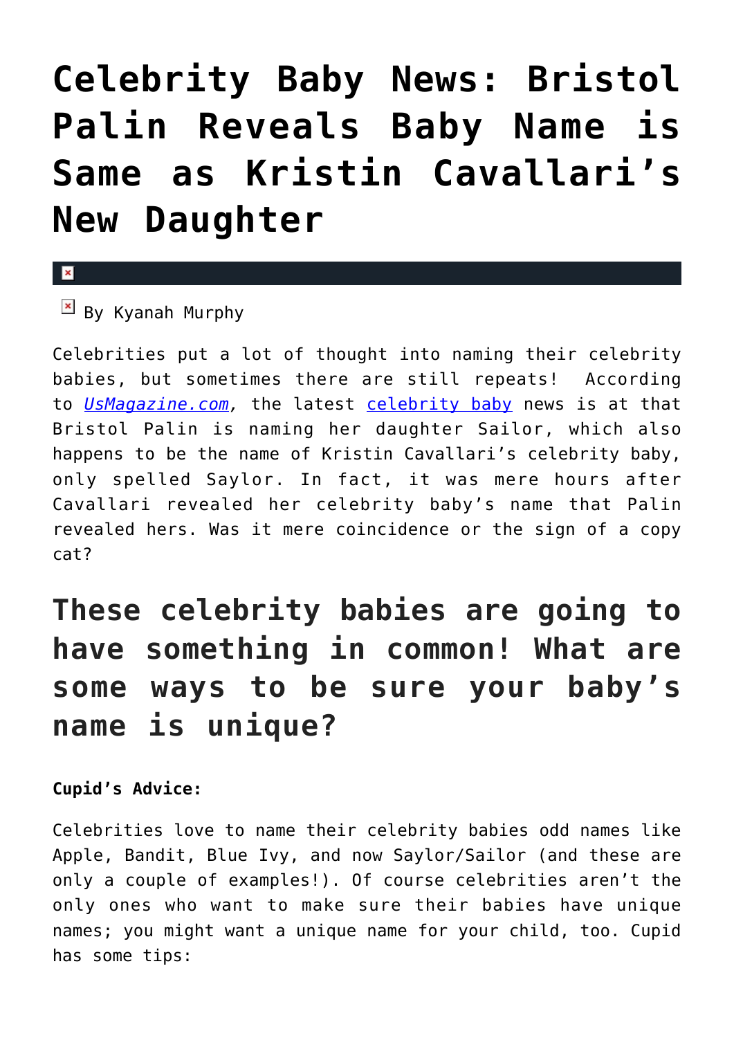# Celebrity Baby News: Bristol Palin Reveals Baby Name is Same as Kristin Cavallari's New Daughter

By Kyanah Murphy

Celebrities put a lot of thought into naming their celebrity babies, but sometimes there are still repeats! According to *UsMagazine.com*, the latest celebrity baby news is at that Bristol Palin is naming her daughter Sailor, which also happens to be the name of Kristin Cavallari's celebrity baby, only spelled Saylor. In fact, it was mere hours after Cavallari revealed her celebrity baby's name that Palin revealed hers. Was it mere coincidence or the sign of a copy cat?

## These celebrity babies are going to have something in common! What are some ways to be sure your baby's name is unique?

**Cupid's Advice:**

Celebrities love to name their celebrity babies odd names like Apple, Bandit, Blue Ivy, and now Saylor/Sailor (and these are only a couple of examples!). Of course celebrities aren't the only ones who want to make sure their babies have unique names; you might want a unique name for your child, too. Cupid has some tips: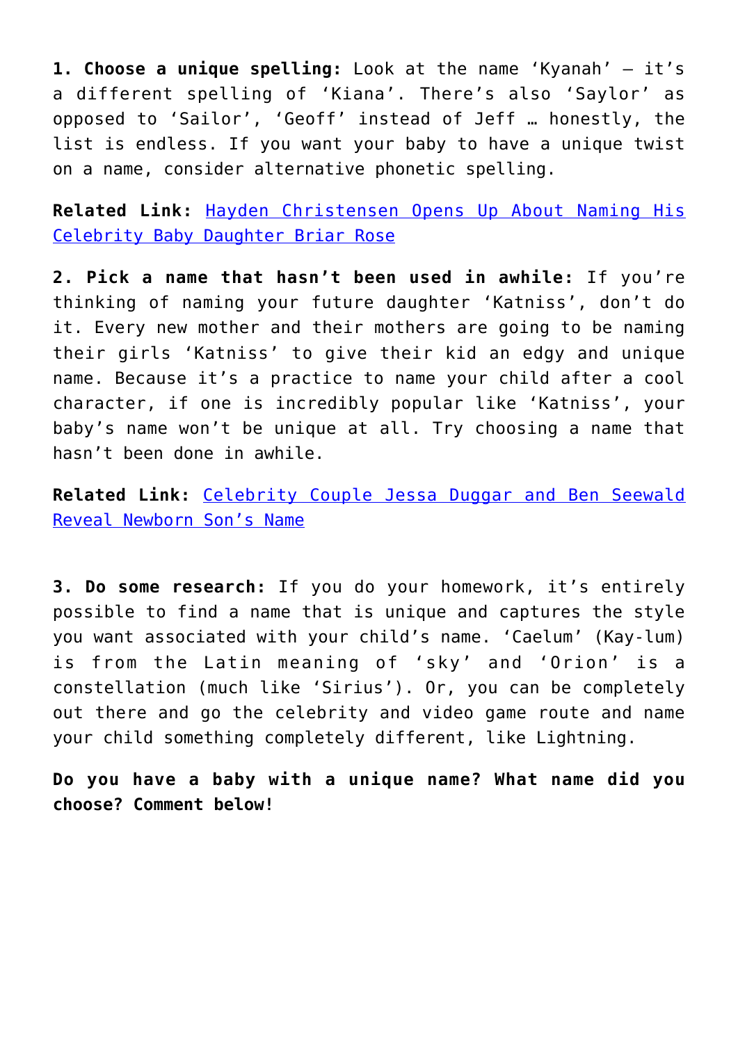**1. Choose a unique spelling:** Look at the name 'Kyanah' – it's a different spelling of 'Kiana'. There's also 'Saylor' as opposed to 'Sailor', 'Geoff' instead of Jeff … honestly, the list is endless. If you want your baby to have a unique twist on a name, consider alternative phonetic spelling.

**Related Link:** [Hayden Christensen Opens Up About Naming His Celebrity Baby Daughter Briar Rose]()

**2. Pick a name that hasn't been used in awhile:** If you're thinking of naming your future daughter 'Katniss', don't do it. Every new mother and their mothers are going to be naming their girls 'Katniss' to give their kid an edgy and unique name. Because it's a practice to name your child after a cool character, if one is incredibly popular like 'Katniss', your baby's name won't be unique at all. Try choosing a name that hasn't been done in awhile.

**Related Link:** [Celebrity Couple Jessa Duggar and Ben Seewald Reveal Newborn Son's Name]()

**3. Do some research:** If you do your homework, it's entirely possible to find a name that is unique and captures the style you want associated with your child's name. 'Caelum' (Kay-lum) is from the Latin meaning of 'sky' and 'Orion' is a constellation (much like 'Sirius'). Or, you can be completely out there and go the celebrity and video game route and name your child something completely different, like Lightning.

**Do you have a baby with a unique name? What name did you choose? Comment below!**